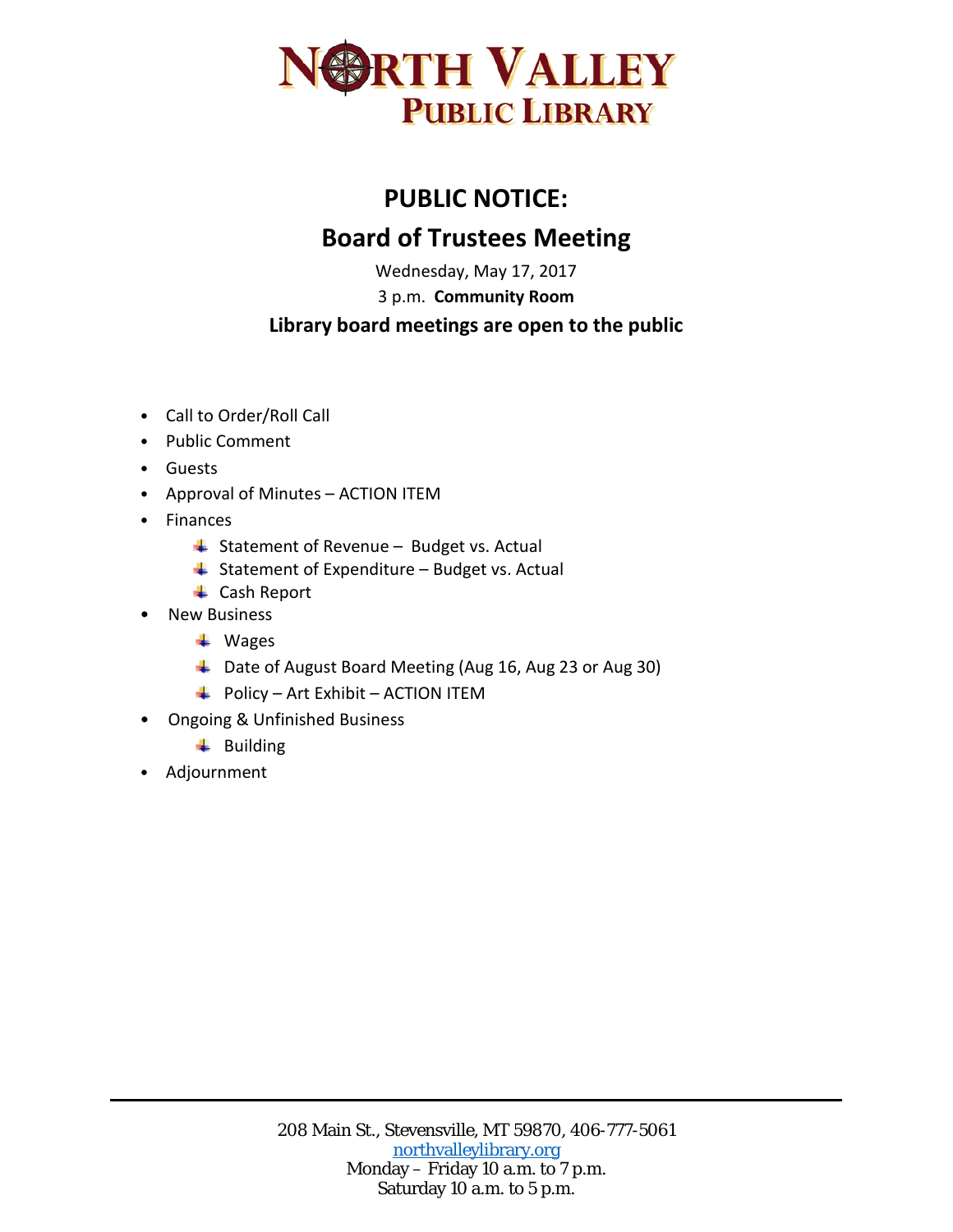# NORTH VALLEY PUBLIC LIBRARY

## PUBLIC NOTICE:

## Board of Trustees Meeting

Wednesday, May 17, 2017

3 p.m. **Community Room**

**Library board meetings are open to the public**

- Call to Order/Roll Call
- Public Comment
- Guests
- Approval of Minutes – ACTION ITEM
- Finances
  - Statement of Revenue – Budget vs. Actual
  - Statement of Expenditure – Budget vs. Actual
  - Cash Report
- New Business
  - Wages
  - Date of August Board Meeting (Aug 16, Aug 23 or Aug 30)
  - Policy – Art Exhibit – ACTION ITEM
- Ongoing & Unfinished Business
  - Building
- Adjournment

208 Main St., Stevensville, MT 59870, 406-777-5061
northvalleylibrary.org
Monday – Friday 10 a.m. to 7 p.m.
Saturday 10 a.m. to 5 p.m.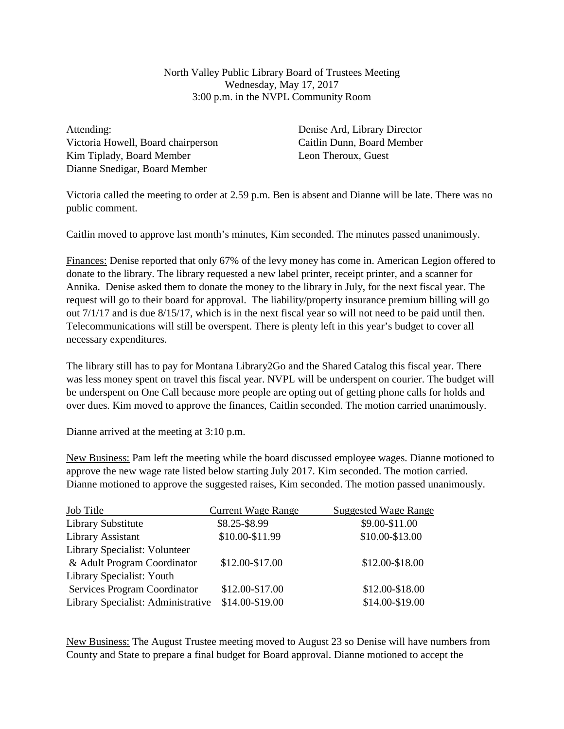North Valley Public Library Board of Trustees Meeting
Wednesday, May 17, 2017
3:00 p.m. in the NVPL Community Room

Attending:
Victoria Howell, Board chairperson
Kim Tiplady, Board Member
Dianne Snedigar, Board Member
Denise Ard, Library Director
Caitlin Dunn, Board Member
Leon Theroux, Guest

Victoria called the meeting to order at 2.59 p.m. Ben is absent and Dianne will be late. There was no public comment.

Caitlin moved to approve last month's minutes, Kim seconded. The minutes passed unanimously.

Finances: Denise reported that only 67% of the levy money has come in. American Legion offered to donate to the library. The library requested a new label printer, receipt printer, and a scanner for Annika. Denise asked them to donate the money to the library in July, for the next fiscal year. The request will go to their board for approval. The liability/property insurance premium billing will go out 7/1/17 and is due 8/15/17, which is in the next fiscal year so will not need to be paid until then. Telecommunications will still be overspent. There is plenty left in this year's budget to cover all necessary expenditures.

The library still has to pay for Montana Library2Go and the Shared Catalog this fiscal year. There was less money spent on travel this fiscal year. NVPL will be underspent on courier. The budget will be underspent on One Call because more people are opting out of getting phone calls for holds and over dues. Kim moved to approve the finances, Caitlin seconded. The motion carried unanimously.

Dianne arrived at the meeting at 3:10 p.m.

New Business: Pam left the meeting while the board discussed employee wages. Dianne motioned to approve the new wage rate listed below starting July 2017. Kim seconded. The motion carried. Dianne motioned to approve the suggested raises, Kim seconded. The motion passed unanimously.

| Job Title | Current Wage Range | Suggested Wage Range |
|---|---|---|
| Library Substitute | $8.25-$8.99 | $9.00-$11.00 |
| Library Assistant | $10.00-$11.99 | $10.00-$13.00 |
| Library Specialist: Volunteer & Adult Program Coordinator | $12.00-$17.00 | $12.00-$18.00 |
| Library Specialist: Youth Services Program Coordinator | $12.00-$17.00 | $12.00-$18.00 |
| Library Specialist: Administrative | $14.00-$19.00 | $14.00-$19.00 |

New Business: The August Trustee meeting moved to August 23 so Denise will have numbers from County and State to prepare a final budget for Board approval. Dianne motioned to accept the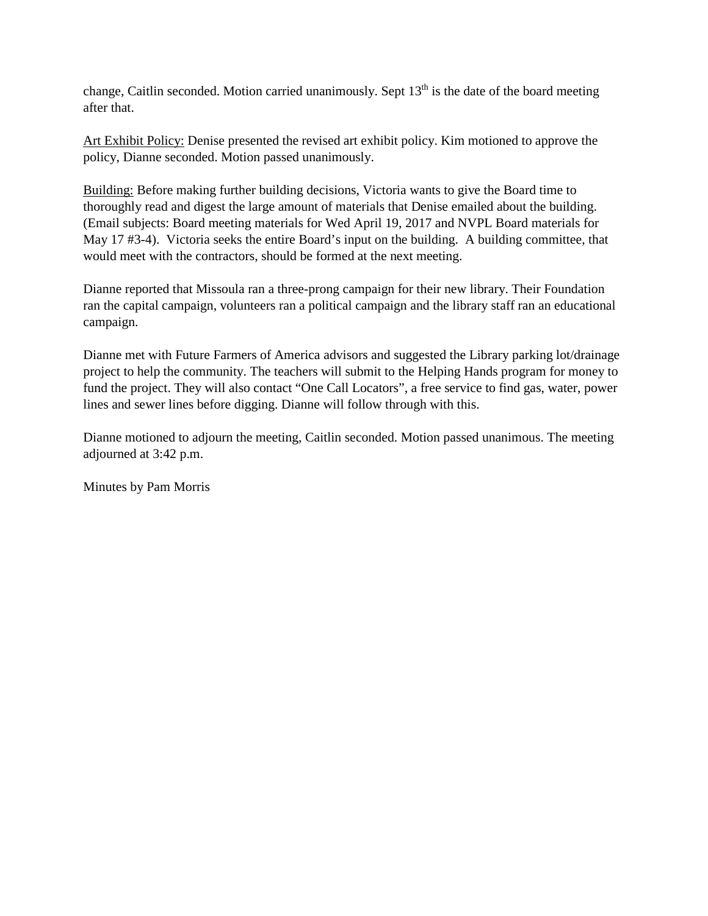change, Caitlin seconded. Motion carried unanimously. Sept 13th is the date of the board meeting after that.

Art Exhibit Policy: Denise presented the revised art exhibit policy. Kim motioned to approve the policy, Dianne seconded. Motion passed unanimously.

Building: Before making further building decisions, Victoria wants to give the Board time to thoroughly read and digest the large amount of materials that Denise emailed about the building. (Email subjects: Board meeting materials for Wed April 19, 2017 and NVPL Board materials for May 17 #3-4). Victoria seeks the entire Board's input on the building. A building committee, that would meet with the contractors, should be formed at the next meeting.

Dianne reported that Missoula ran a three-prong campaign for their new library. Their Foundation ran the capital campaign, volunteers ran a political campaign and the library staff ran an educational campaign.

Dianne met with Future Farmers of America advisors and suggested the Library parking lot/drainage project to help the community. The teachers will submit to the Helping Hands program for money to fund the project. They will also contact "One Call Locators", a free service to find gas, water, power lines and sewer lines before digging. Dianne will follow through with this.

Dianne motioned to adjourn the meeting, Caitlin seconded. Motion passed unanimous. The meeting adjourned at 3:42 p.m.

Minutes by Pam Morris